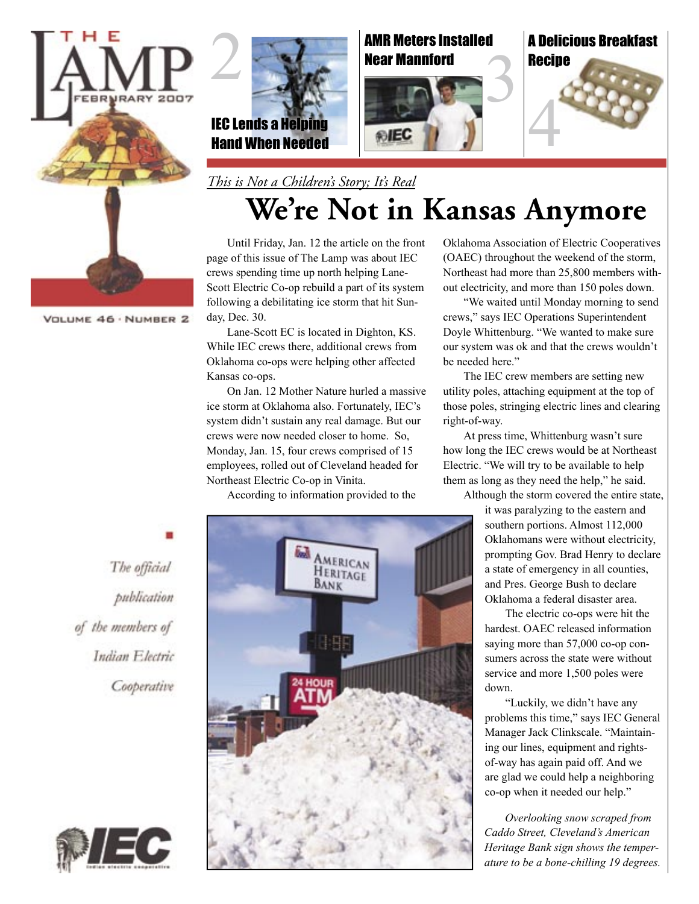# THE LAMP

FEBRUARY 2007

VOLUME 46 · NUMBER 2

2 IEC Lends a Helping Hand When Needed

3 AMR Meters Installed Near Mannford

4 A Delicious Breakfast Recipe

*The official publication of the members of Indian Electric Cooperative*

*This is Not a Children's Story; It's Real*

## We're Not in Kansas Anymore

Until Friday, Jan. 12 the article on the front page of this issue of The Lamp was about IEC crews spending time up north helping Lane-Scott Electric Co-op rebuild a part of its system following a debilitating ice storm that hit Sunday, Dec. 30.

Lane-Scott EC is located in Dighton, KS. While IEC crews there, additional crews from Oklahoma co-ops were helping other affected Kansas co-ops.

On Jan. 12 Mother Nature hurled a massive ice storm at Oklahoma also. Fortunately, IEC's system didn't sustain any real damage. But our crews were now needed closer to home. So, Monday, Jan. 15, four crews comprised of 15 employees, rolled out of Cleveland headed for Northeast Electric Co-op in Vinita.

According to information provided to the Oklahoma Association of Electric Cooperatives (OAEC) throughout the weekend of the storm, Northeast had more than 25,800 members without electricity, and more than 150 poles down.

"We waited until Monday morning to send crews," says IEC Operations Superintendent Doyle Whittenburg. "We wanted to make sure our system was ok and that the crews wouldn't be needed here."

The IEC crew members are setting new utility poles, attaching equipment at the top of those poles, stringing electric lines and clearing right-of-way.

At press time, Whittenburg wasn't sure how long the IEC crews would be at Northeast Electric. "We will try to be available to help them as long as they need the help," he said.

Although the storm covered the entire state, it was paralyzing to the eastern and southern portions. Almost 112,000 Oklahomans were without electricity, prompting Gov. Brad Henry to declare a state of emergency in all counties, and Pres. George Bush to declare Oklahoma a federal disaster area.

The electric co-ops were hit the hardest. OAEC released information saying more than 57,000 co-op consumers across the state were without service and more 1,500 poles were down.

"Luckily, we didn't have any problems this time," says IEC General Manager Jack Clinkscale. "Maintaining our lines, equipment and rights-of-way has again paid off. And we are glad we could help a neighboring co-op when it needed our help."

*Overlooking snow scraped from Caddo Street, Cleveland's American Heritage Bank sign shows the temperature to be a bone-chilling 19 degrees.*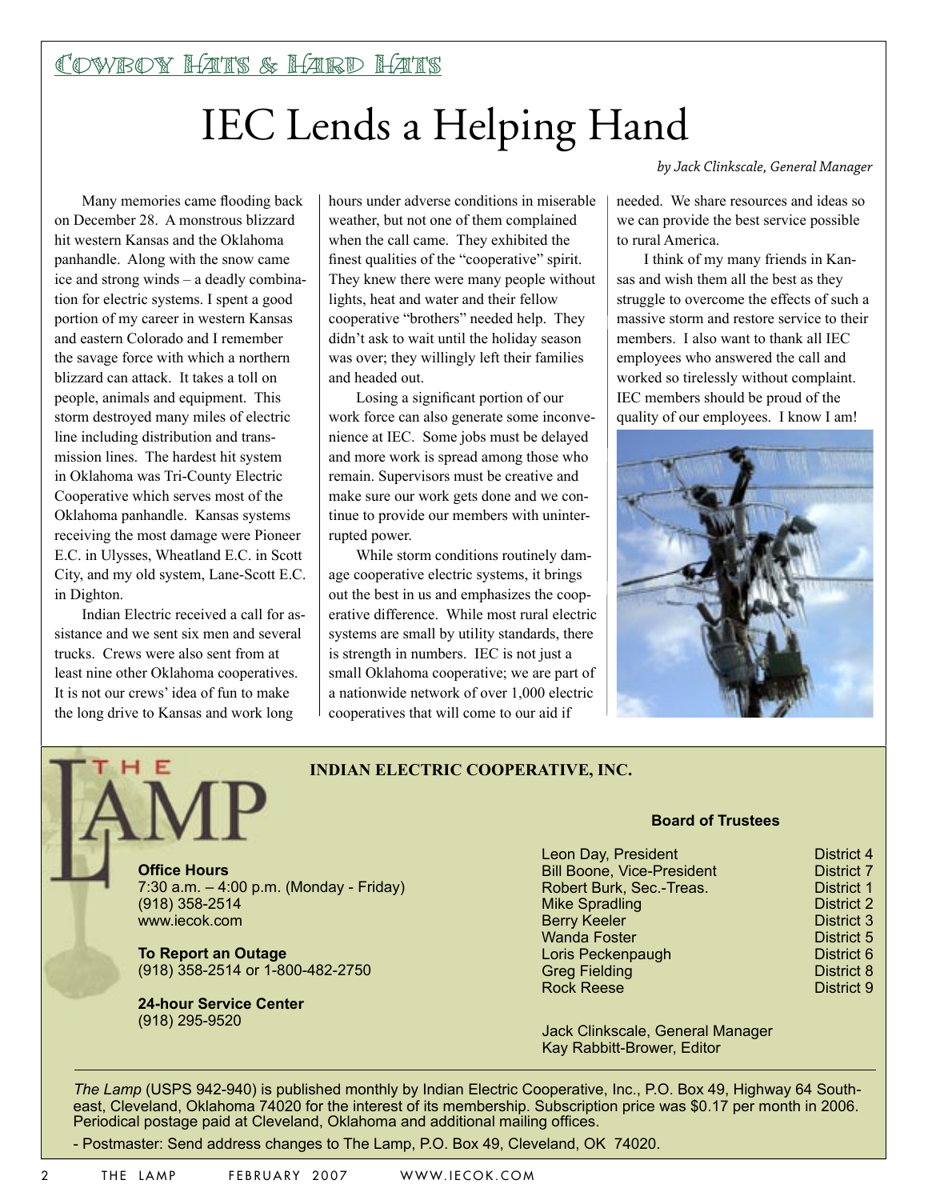## Cowboy Hats & Hard Hats

# IEC Lends a Helping Hand

*by Jack Clinkscale, General Manager*

Many memories came flooding back on December 28. A monstrous blizzard hit western Kansas and the Oklahoma panhandle. Along with the snow came ice and strong winds – a deadly combination for electric systems. I spent a good portion of my career in western Kansas and eastern Colorado and I remember the savage force with which a northern blizzard can attack. It takes a toll on people, animals and equipment. This storm destroyed many miles of electric line including distribution and transmission lines. The hardest hit system in Oklahoma was Tri-County Electric Cooperative which serves most of the Oklahoma panhandle. Kansas systems receiving the most damage were Pioneer E.C. in Ulysses, Wheatland E.C. in Scott City, and my old system, Lane-Scott E.C. in Dighton.

Indian Electric received a call for assistance and we sent six men and several trucks. Crews were also sent from at least nine other Oklahoma cooperatives. It is not our crews' idea of fun to make the long drive to Kansas and work long hours under adverse conditions in miserable weather, but not one of them complained when the call came. They exhibited the finest qualities of the "cooperative" spirit. They knew there were many people without lights, heat and water and their fellow cooperative "brothers" needed help. They didn't ask to wait until the holiday season was over; they willingly left their families and headed out.

Losing a significant portion of our work force can also generate some inconvenience at IEC. Some jobs must be delayed and more work is spread among those who remain. Supervisors must be creative and make sure our work gets done and we continue to provide our members with uninterrupted power.

While storm conditions routinely damage cooperative electric systems, it brings out the best in us and emphasizes the cooperative difference. While most rural electric systems are small by utility standards, there is strength in numbers. IEC is not just a small Oklahoma cooperative; we are part of a nationwide network of over 1,000 electric cooperatives that will come to our aid if needed. We share resources and ideas so we can provide the best service possible to rural America.

I think of my many friends in Kansas and wish them all the best as they struggle to overcome the effects of such a massive storm and restore service to their members. I also want to thank all IEC employees who answered the call and worked so tirelessly without complaint. IEC members should be proud of the quality of our employees. I know I am!

---

# THE LAMP

**INDIAN ELECTRIC COOPERATIVE, INC.**

**Office Hours**
7:30 a.m. – 4:00 p.m. (Monday - Friday)
(918) 358-2514
www.iecok.com

**To Report an Outage**
(918) 358-2514 or 1-800-482-2750

**24-hour Service Center**
(918) 295-9520

**Board of Trustees**

| Name | District |
|---|---|
| Leon Day, President | District 4 |
| Bill Boone, Vice-President | District 7 |
| Robert Burk, Sec.-Treas. | District 1 |
| Mike Spradling | District 2 |
| Berry Keeler | District 3 |
| Wanda Foster | District 5 |
| Loris Peckenpaugh | District 6 |
| Greg Fielding | District 8 |
| Rock Reese | District 9 |

Jack Clinkscale, General Manager
Kay Rabbitt-Brower, Editor

*The Lamp* (USPS 942-940) is published monthly by Indian Electric Cooperative, Inc., P.O. Box 49, Highway 64 Southeast, Cleveland, Oklahoma 74020 for the interest of its membership. Subscription price was $0.17 per month in 2006. Periodical postage paid at Cleveland, Oklahoma and additional mailing offices.

- Postmaster: Send address changes to The Lamp, P.O. Box 49, Cleveland, OK 74020.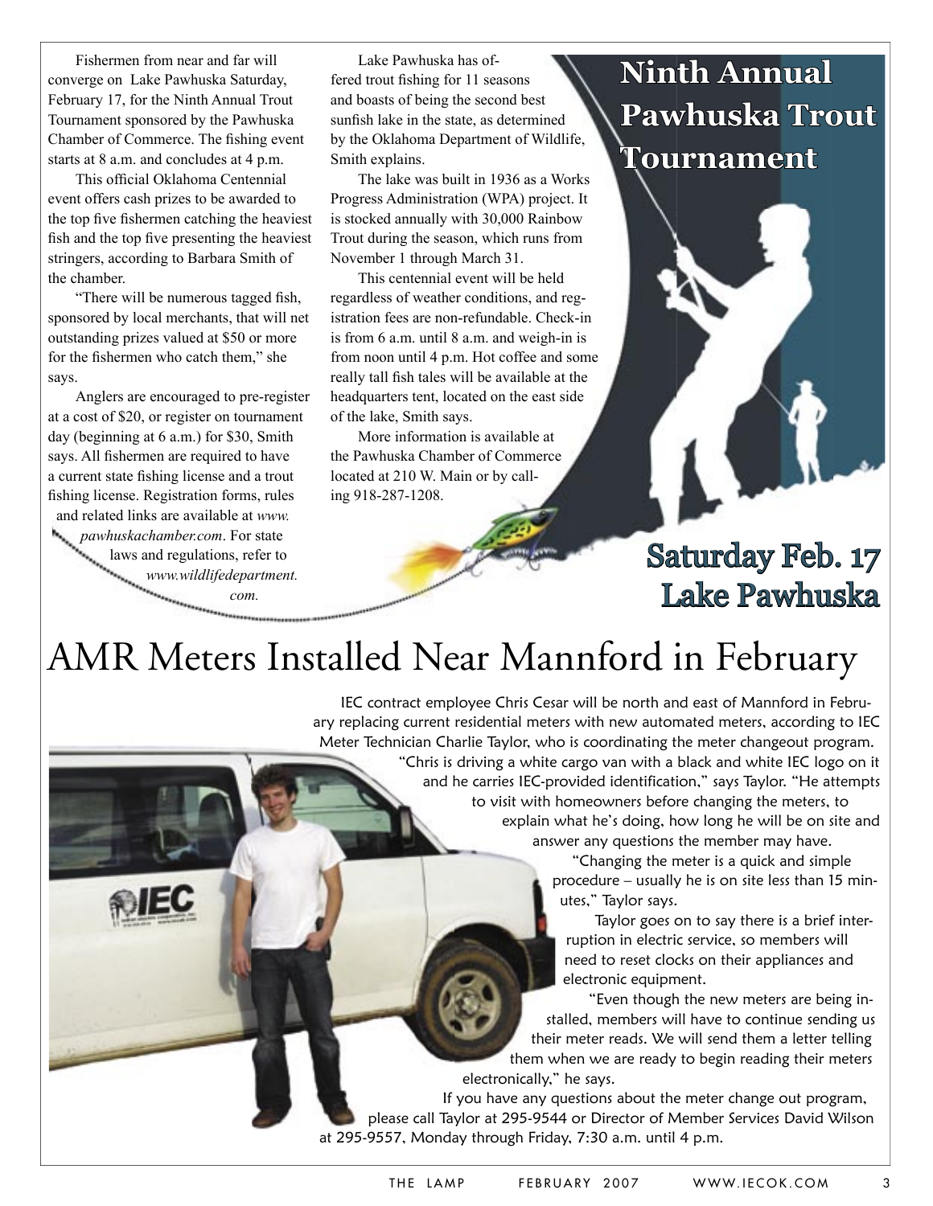# Ninth Annual Pawhuska Trout Tournament

**Saturday Feb. 17**
**Lake Pawhuska**

Fishermen from near and far will converge on Lake Pawhuska Saturday, February 17, for the Ninth Annual Trout Tournament sponsored by the Pawhuska Chamber of Commerce. The fishing event starts at 8 a.m. and concludes at 4 p.m.

This official Oklahoma Centennial event offers cash prizes to be awarded to the top five fishermen catching the heaviest fish and the top five presenting the heaviest stringers, according to Barbara Smith of the chamber.

"There will be numerous tagged fish, sponsored by local merchants, that will net outstanding prizes valued at $50 or more for the fishermen who catch them," she says.

Anglers are encouraged to pre-register at a cost of $20, or register on tournament day (beginning at 6 a.m.) for $30, Smith says. All fishermen are required to have a current state fishing license and a trout fishing license. Registration forms, rules and related links are available at *www.pawhuskachamber.com*. For state laws and regulations, refer to *www.wildlifedepartment.com.*

Lake Pawhuska has offered trout fishing for 11 seasons and boasts of being the second best sunfish lake in the state, as determined by the Oklahoma Department of Wildlife, Smith explains.

The lake was built in 1936 as a Works Progress Administration (WPA) project. It is stocked annually with 30,000 Rainbow Trout during the season, which runs from November 1 through March 31.

This centennial event will be held regardless of weather conditions, and registration fees are non-refundable. Check-in is from 6 a.m. until 8 a.m. and weigh-in is from noon until 4 p.m. Hot coffee and some really tall fish tales will be available at the headquarters tent, located on the east side of the lake, Smith says.

More information is available at the Pawhuska Chamber of Commerce located at 210 W. Main or by calling 918-287-1208.

# AMR Meters Installed Near Mannford in February

IEC contract employee Chris Cesar will be north and east of Mannford in February replacing current residential meters with new automated meters, according to IEC Meter Technician Charlie Taylor, who is coordinating the meter changeout program.

"Chris is driving a white cargo van with a black and white IEC logo on it and he carries IEC-provided identification," says Taylor. "He attempts to visit with homeowners before changing the meters, to explain what he's doing, how long he will be on site and answer any questions the member may have.

"Changing the meter is a quick and simple procedure – usually he is on site less than 15 minutes," Taylor says.

Taylor goes on to say there is a brief interruption in electric service, so members will need to reset clocks on their appliances and electronic equipment.

"Even though the new meters are being installed, members will have to continue sending us their meter reads. We will send them a letter telling them when we are ready to begin reading their meters electronically," he says.

If you have any questions about the meter change out program, please call Taylor at 295-9544 or Director of Member Services David Wilson at 295-9557, Monday through Friday, 7:30 a.m. until 4 p.m.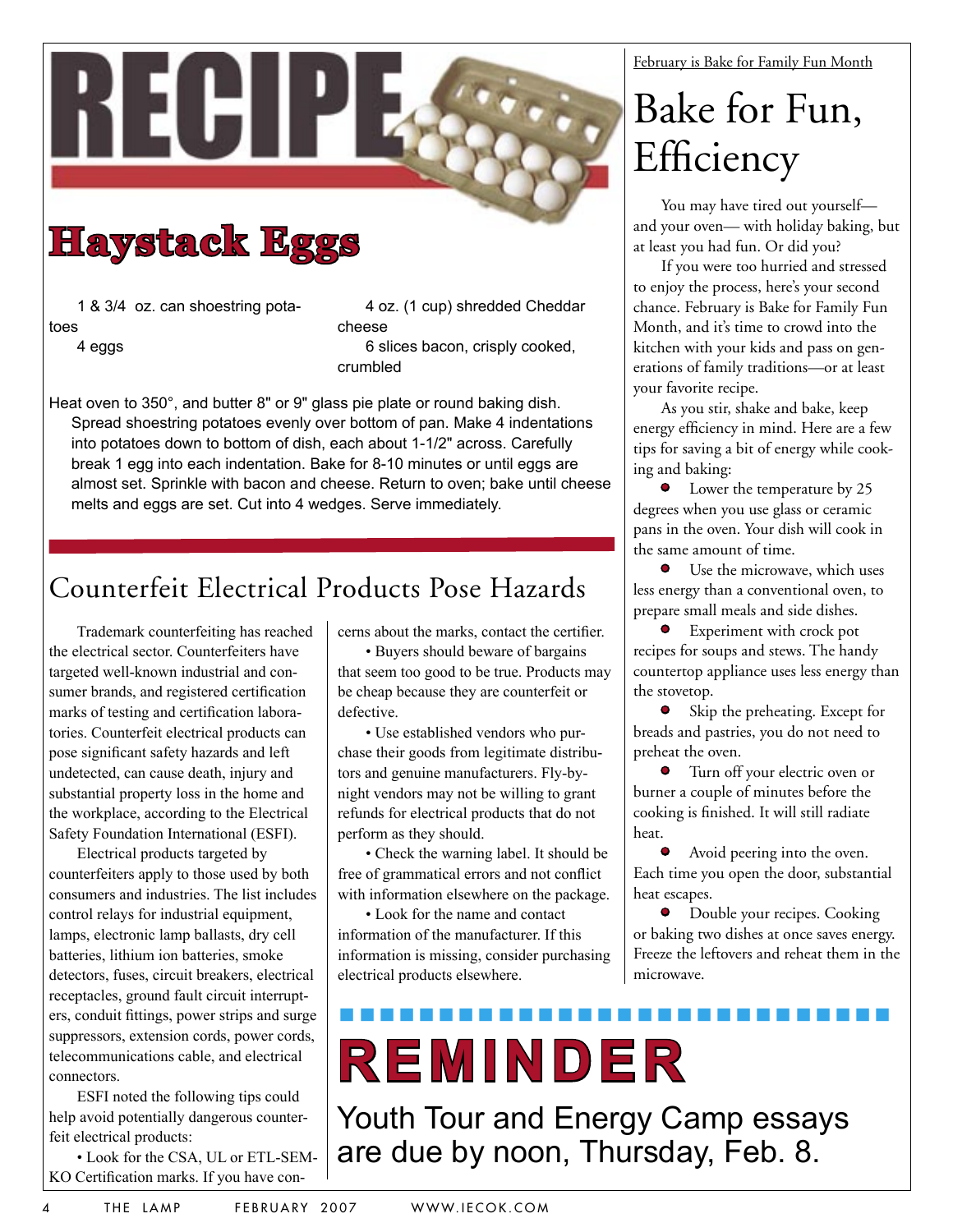# RECIPE

## Haystack Eggs

1 & 3/4 oz. can shoestring potatoes
4 eggs
4 oz. (1 cup) shredded Cheddar cheese
6 slices bacon, crisply cooked, crumbled

Heat oven to 350°, and butter 8" or 9" glass pie plate or round baking dish. Spread shoestring potatoes evenly over bottom of pan. Make 4 indentations into potatoes down to bottom of dish, each about 1-1/2" across. Carefully break 1 egg into each indentation. Bake for 8-10 minutes or until eggs are almost set. Sprinkle with bacon and cheese. Return to oven; bake until cheese melts and eggs are set. Cut into 4 wedges. Serve immediately.

## Counterfeit Electrical Products Pose Hazards

Trademark counterfeiting has reached the electrical sector. Counterfeiters have targeted well-known industrial and consumer brands, and registered certification marks of testing and certification laboratories. Counterfeit electrical products can pose significant safety hazards and left undetected, can cause death, injury and substantial property loss in the home and the workplace, according to the Electrical Safety Foundation International (ESFI).

Electrical products targeted by counterfeiters apply to those used by both consumers and industries. The list includes control relays for industrial equipment, lamps, electronic lamp ballasts, dry cell batteries, lithium ion batteries, smoke detectors, fuses, circuit breakers, electrical receptacles, ground fault circuit interrupters, conduit fittings, power strips and surge suppressors, extension cords, power cords, telecommunications cable, and electrical connectors.

ESFI noted the following tips could help avoid potentially dangerous counterfeit electrical products:

- Look for the CSA, UL or ETL-SEMKO Certification marks. If you have concerns about the marks, contact the certifier.
- Buyers should beware of bargains that seem too good to be true. Products may be cheap because they are counterfeit or defective.
- Use established vendors who purchase their goods from legitimate distributors and genuine manufacturers. Fly-by-night vendors may not be willing to grant refunds for electrical products that do not perform as they should.
- Check the warning label. It should be free of grammatical errors and not conflict with information elsewhere on the package.
- Look for the name and contact information of the manufacturer. If this information is missing, consider purchasing electrical products elsewhere.

February is Bake for Family Fun Month

## Bake for Fun, Efficiency

You may have tired out yourself—and your oven— with holiday baking, but at least you had fun. Or did you?

If you were too hurried and stressed to enjoy the process, here's your second chance. February is Bake for Family Fun Month, and it's time to crowd into the kitchen with your kids and pass on generations of family traditions—or at least your favorite recipe.

As you stir, shake and bake, keep energy efficiency in mind. Here are a few tips for saving a bit of energy while cooking and baking:

- Lower the temperature by 25 degrees when you use glass or ceramic pans in the oven. Your dish will cook in the same amount of time.
- Use the microwave, which uses less energy than a conventional oven, to prepare small meals and side dishes.
- Experiment with crock pot recipes for soups and stews. The handy countertop appliance uses less energy than the stovetop.
- Skip the preheating. Except for breads and pastries, you do not need to preheat the oven.
- Turn off your electric oven or burner a couple of minutes before the cooking is finished. It will still radiate heat.
- Avoid peering into the oven. Each time you open the door, substantial heat escapes.
- Double your recipes. Cooking or baking two dishes at once saves energy. Freeze the leftovers and reheat them in the microwave.

# REMINDER

Youth Tour and Energy Camp essays are due by noon, Thursday, Feb. 8.